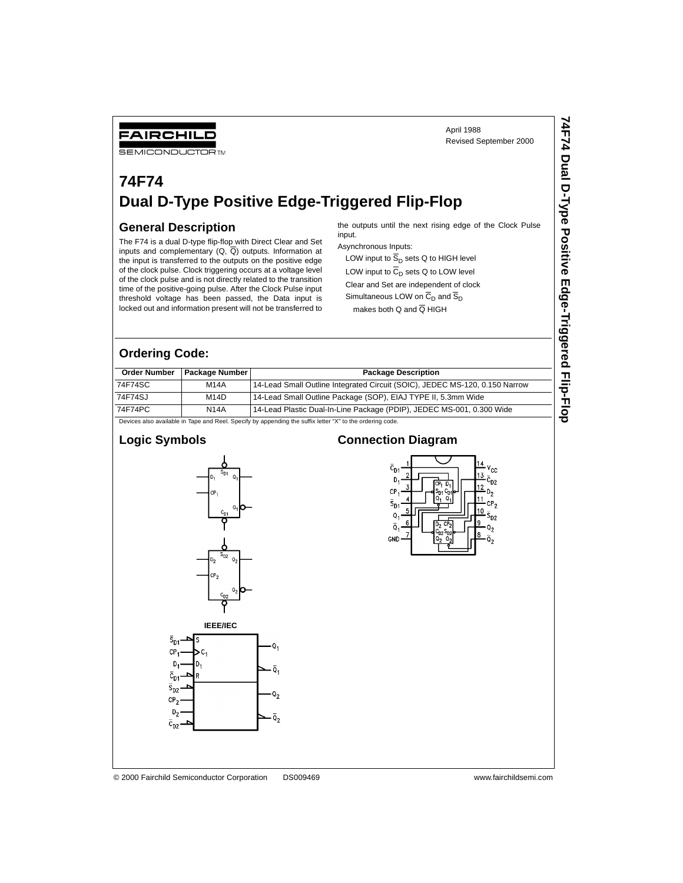April 1988
Revised September 2000

# 74F74
# Dual D-Type Positive Edge-Triggered Flip-Flop

## General Description

The F74 is a dual D-type flip-flop with Direct Clear and Set inputs and complementary (Q, $\overline{Q}$) outputs. Information at the input is transferred to the outputs on the positive edge of the clock pulse. Clock triggering occurs at a voltage level of the clock pulse and is not directly related to the transition time of the positive-going pulse. After the Clock Pulse input threshold voltage has been passed, the Data input is locked out and information present will not be transferred to the outputs until the next rising edge of the Clock Pulse input.

Asynchronous Inputs:

- LOW input to $\overline{S}_D$ sets Q to HIGH level
- LOW input to $\overline{C}_D$ sets Q to LOW level
- Clear and Set are independent of clock
- Simultaneous LOW on $\overline{C}_D$ and $\overline{S}_D$ makes both Q and $\overline{Q}$ HIGH

## Ordering Code:

| Order Number | Package Number | Package Description |
|---|---|---|
| 74F74SC | M14A | 14-Lead Small Outline Integrated Circuit (SOIC), JEDEC MS-120, 0.150 Narrow |
| 74F74SJ | M14D | 14-Lead Small Outline Package (SOP), EIAJ TYPE II, 5.3mm Wide |
| 74F74PC | N14A | 14-Lead Plastic Dual-In-Line Package (PDIP), JEDEC MS-001, 0.300 Wide |

Devices also available in Tape and Reel. Specify by appending the suffix letter "X" to the ordering code.

## Logic Symbols

IEEE/IEC

## Connection Diagram

© 2000 Fairchild Semiconductor Corporation DS009469 www.fairchildsemi.com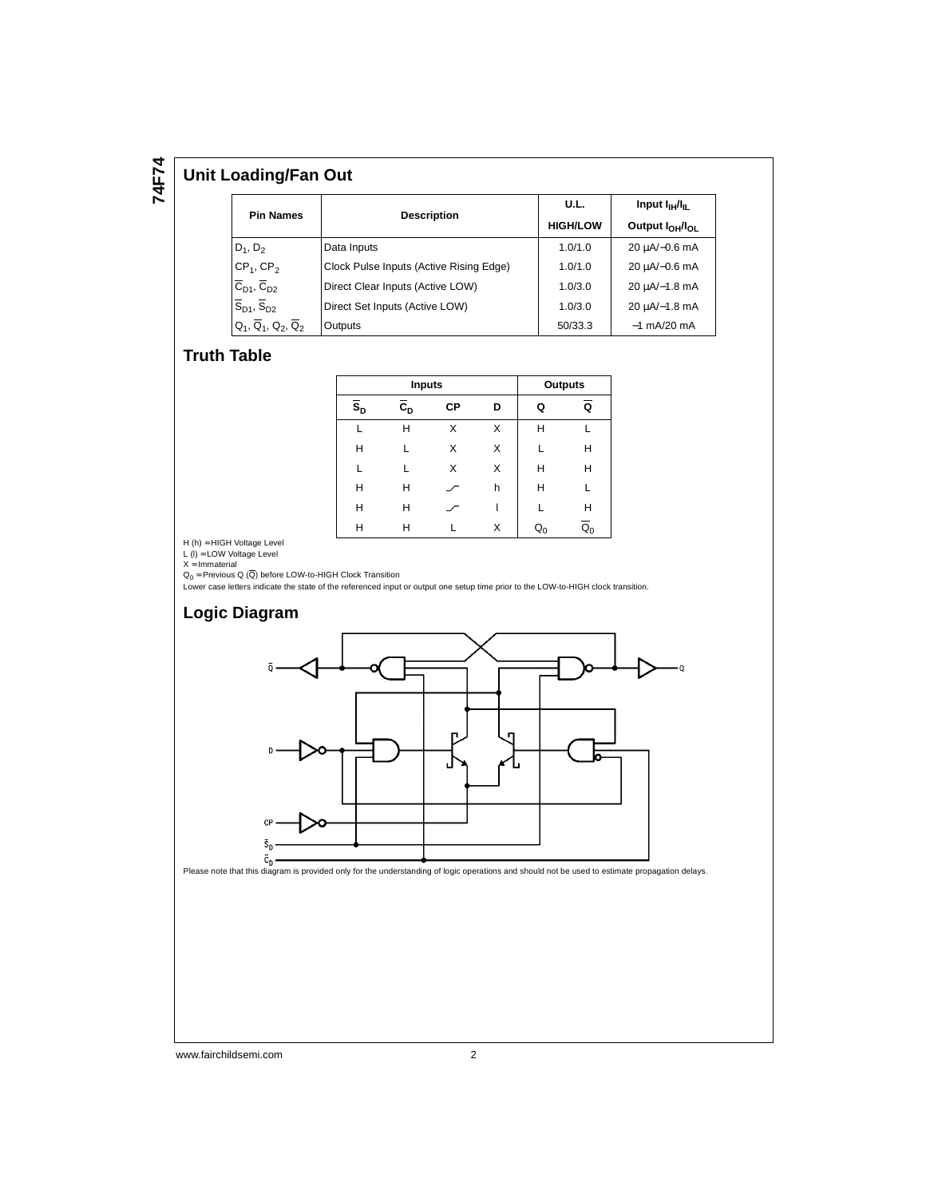## Unit Loading/Fan Out

| Pin Names | Description | U.L. HIGH/LOW | Input $I_{IH}/I_{IL}$ Output $I_{OH}/I_{OL}$ |
|---|---|---|---|
| $D_1$, $D_2$ | Data Inputs | 1.0/1.0 | 20 µA/−0.6 mA |
| $CP_1$, $CP_2$ | Clock Pulse Inputs (Active Rising Edge) | 1.0/1.0 | 20 µA/−0.6 mA |
| $\overline{C}_{D1}$, $\overline{C}_{D2}$ | Direct Clear Inputs (Active LOW) | 1.0/3.0 | 20 µA/−1.8 mA |
| $\overline{S}_{D1}$, $\overline{S}_{D2}$ | Direct Set Inputs (Active LOW) | 1.0/3.0 | 20 µA/−1.8 mA |
| $Q_1$, $\overline{Q}_1$, $Q_2$, $\overline{Q}_2$ | Outputs | 50/33.3 | −1 mA/20 mA |

## Truth Table

| Inputs | | | | Outputs | |
|---|---|---|---|---|---|
| $\overline{S}_D$ | $\overline{C}_D$ | CP | D | Q | $\overline{Q}$ |
| L | H | X | X | H | L |
| H | L | X | X | L | H |
| L | L | X | X | H | H |
| H | H | ⎍ (LOW-to-HIGH) | h | H | L |
| H | H | ⎍ (LOW-to-HIGH) | l | L | H |
| H | H | L | X | $Q_0$ | $\overline{Q}_0$ |

H (h) = HIGH Voltage Level
L (l) = LOW Voltage Level
X = Immaterial
$Q_0$ = Previous Q ($\overline{Q}$) before LOW-to-HIGH Clock Transition
Lower case letters indicate the state of the referenced input or output one setup time prior to the LOW-to-HIGH clock transition.

## Logic Diagram

Please note that this diagram is provided only for the understanding of logic operations and should not be used to estimate propagation delays.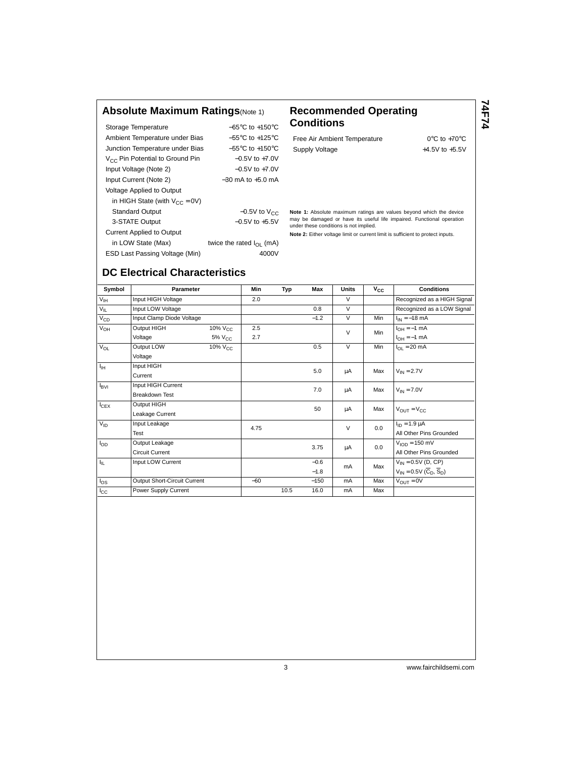## Absolute Maximum Ratings(Note 1)

| | |
|---|---|
| Storage Temperature | −65°C to +150°C |
| Ambient Temperature under Bias | −55°C to +125°C |
| Junction Temperature under Bias | −55°C to +150°C |
| $V_{CC}$ Pin Potential to Ground Pin | −0.5V to +7.0V |
| Input Voltage (Note 2) | −0.5V to +7.0V |
| Input Current (Note 2) | −30 mA to +5.0 mA |
| Voltage Applied to Output | |
| in HIGH State (with $V_{CC}$ = 0V) | |
| Standard Output | −0.5V to $V_{CC}$ |
| 3-STATE Output | −0.5V to +5.5V |
| Current Applied to Output | |
| in LOW State (Max) | twice the rated $I_{OL}$ (mA) |
| ESD Last Passing Voltage (Min) | 4000V |

## Recommended Operating Conditions

| | |
|---|---|
| Free Air Ambient Temperature | 0°C to +70°C |
| Supply Voltage | +4.5V to +5.5V |

**Note 1:** Absolute maximum ratings are values beyond which the device may be damaged or have its useful life impaired. Functional operation under these conditions is not implied.

**Note 2:** Either voltage limit or current limit is sufficient to protect inputs.

## DC Electrical Characteristics

| Symbol | Parameter | | Min | Typ | Max | Units | $V_{CC}$ | Conditions |
|---|---|---|---|---|---|---|---|---|
| $V_{IH}$ | Input HIGH Voltage | | 2.0 | | | V | | Recognized as a HIGH Signal |
| $V_{IL}$ | Input LOW Voltage | | | | 0.8 | V | | Recognized as a LOW Signal |
| $V_{CD}$ | Input Clamp Diode Voltage | | | | −1.2 | V | Min | $I_{IN}$ = −18 mA |
| $V_{OH}$ | Output HIGH Voltage | 10% $V_{CC}$ | 2.5 | | | V | Min | $I_{OH}$ = −1 mA |
| | | 5% $V_{CC}$ | 2.7 | | | | | $I_{OH}$ = −1 mA |
| $V_{OL}$ | Output LOW Voltage | 10% $V_{CC}$ | | | 0.5 | V | Min | $I_{OL}$ = 20 mA |
| $I_{IH}$ | Input HIGH Current | | | | 5.0 | μA | Max | $V_{IN}$ = 2.7V |
| $I_{BVI}$ | Input HIGH Current Breakdown Test | | | | 7.0 | μA | Max | $V_{IN}$ = 7.0V |
| $I_{CEX}$ | Output HIGH Leakage Current | | | | 50 | μA | Max | $V_{OUT}$ = $V_{CC}$ |
| $V_{ID}$ | Input Leakage Test | | 4.75 | | | V | 0.0 | $I_{ID}$ = 1.9 μA All Other Pins Grounded |
| $I_{OD}$ | Output Leakage Circuit Current | | | | 3.75 | μA | 0.0 | $V_{IOD}$ = 150 mV All Other Pins Grounded |
| $I_{IL}$ | Input LOW Current | | | | −0.6 | mA | Max | $V_{IN}$ = 0.5V (D, CP) |
| | | | | | −1.8 | | | $V_{IN}$ = 0.5V ($\overline{C}_D$, $\overline{S}_D$) |
| $I_{OS}$ | Output Short-Circuit Current | | −60 | | −150 | mA | Max | $V_{OUT}$ = 0V |
| $I_{CC}$ | Power Supply Current | | | 10.5 | 16.0 | mA | Max | |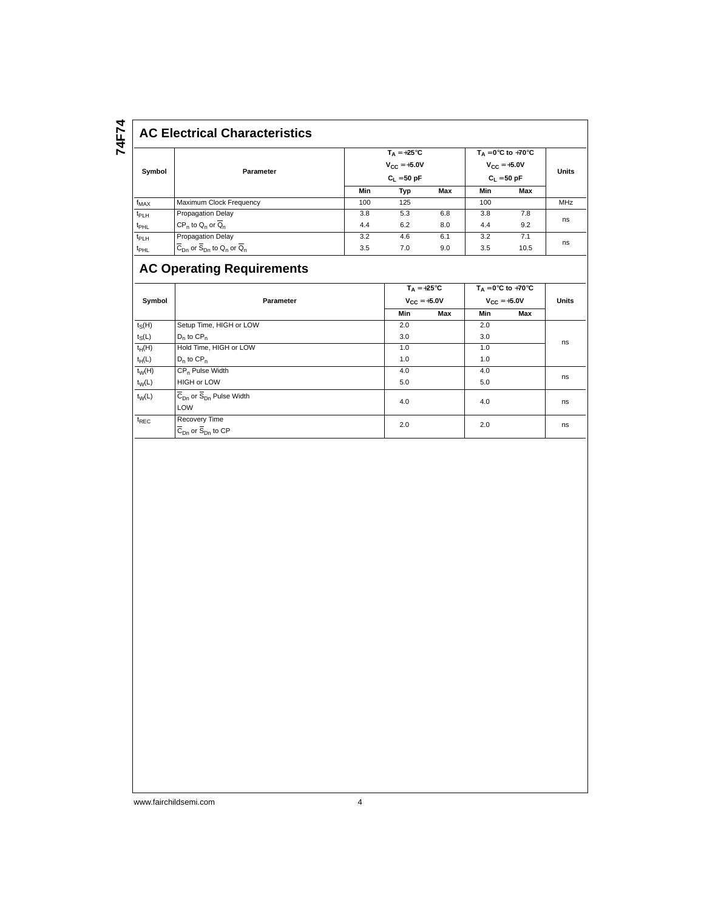## AC Electrical Characteristics

| Symbol | Parameter | $T_A = +25°C$, $V_{CC} = +5.0V$, $C_L = 50$ pF | | | $T_A = 0°C$ to $+70°C$, $V_{CC} = +5.0V$, $C_L = 50$ pF | | Units |
|---|---|---|---|---|---|---|---|
| | | Min | Typ | Max | Min | Max | |
| $f_{MAX}$ | Maximum Clock Frequency | 100 | 125 | | 100 | | MHz |
| $t_{PLH}$ | Propagation Delay | 3.8 | 5.3 | 6.8 | 3.8 | 7.8 | ns |
| $t_{PHL}$ | $CP_n$ to $Q_n$ or $\overline{Q}_n$ | 4.4 | 6.2 | 8.0 | 4.4 | 9.2 | |
| $t_{PLH}$ | Propagation Delay | 3.2 | 4.6 | 6.1 | 3.2 | 7.1 | ns |
| $t_{PHL}$ | $\overline{C}_{Dn}$ or $\overline{S}_{Dn}$ to $Q_n$ or $\overline{Q}_n$ | 3.5 | 7.0 | 9.0 | 3.5 | 10.5 | |

## AC Operating Requirements

| Symbol | Parameter | $T_A = +25°C$, $V_{CC} = +5.0V$ | | $T_A = 0°C$ to $+70°C$, $V_{CC} = +5.0V$ | | Units |
|---|---|---|---|---|---|---|
| | | Min | Max | Min | Max | |
| $t_S(H)$ | Setup Time, HIGH or LOW | 2.0 | | 2.0 | | ns |
| $t_S(L)$ | $D_n$ to $CP_n$ | 3.0 | | 3.0 | | |
| $t_H(H)$ | Hold Time, HIGH or LOW | 1.0 | | 1.0 | | |
| $t_H(L)$ | $D_n$ to $CP_n$ | 1.0 | | 1.0 | | |
| $t_W(H)$ | $CP_n$ Pulse Width | 4.0 | | 4.0 | | ns |
| $t_W(L)$ | HIGH or LOW | 5.0 | | 5.0 | | |
| $t_W(L)$ | $\overline{C}_{Dn}$ or $\overline{S}_{Dn}$ Pulse Width LOW | 4.0 | | 4.0 | | ns |
| $t_{REC}$ | Recovery Time $\overline{C}_{Dn}$ or $\overline{S}_{Dn}$ to CP | 2.0 | | 2.0 | | ns |